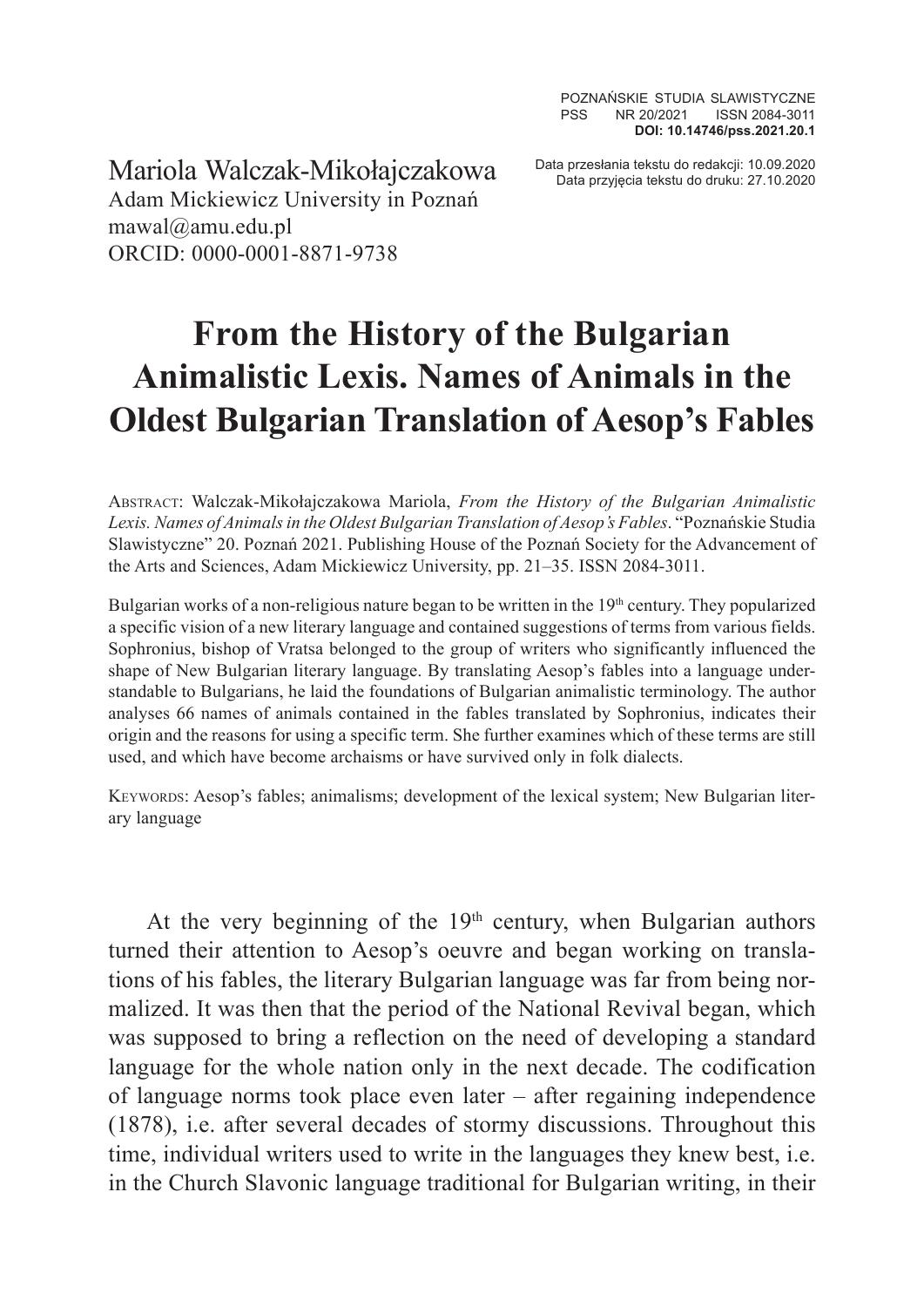Mariola Walczak-Mikołajczakowa
Adam Mickiewicz University in Poznań
mawal@amu.edu.pl
ORCID: 0000-0001-8871-9738

Data przesłania tekstu do redakcji: 10.09.2020
Data przyjęcia tekstu do druku: 27.10.2020

# From the History of the Bulgarian Animalistic Lexis. Names of Animals in the Oldest Bulgarian Translation of Aesop's Fables

Abstract: Walczak-Mikołajczakowa Mariola, *From the History of the Bulgarian Animalistic Lexis. Names of Animals in the Oldest Bulgarian Translation of Aesop's Fables*. "Poznańskie Studia Slawistyczne" 20. Poznań 2021. Publishing House of the Poznań Society for the Advancement of the Arts and Sciences, Adam Mickiewicz University, pp. 21–35. ISSN 2084-3011.

Bulgarian works of a non-religious nature began to be written in the 19th century. They popularized a specific vision of a new literary language and contained suggestions of terms from various fields. Sophronius, bishop of Vratsa belonged to the group of writers who significantly influenced the shape of New Bulgarian literary language. By translating Aesop's fables into a language understandable to Bulgarians, he laid the foundations of Bulgarian animalistic terminology. The author analyses 66 names of animals contained in the fables translated by Sophronius, indicates their origin and the reasons for using a specific term. She further examines which of these terms are still used, and which have become archaisms or have survived only in folk dialects.

Keywords: Aesop's fables; animalisms; development of the lexical system; New Bulgarian literary language

At the very beginning of the 19th century, when Bulgarian authors turned their attention to Aesop's oeuvre and began working on translations of his fables, the literary Bulgarian language was far from being normalized. It was then that the period of the National Revival began, which was supposed to bring a reflection on the need of developing a standard language for the whole nation only in the next decade. The codification of language norms took place even later – after regaining independence (1878), i.e. after several decades of stormy discussions. Throughout this time, individual writers used to write in the languages they knew best, i.e. in the Church Slavonic language traditional for Bulgarian writing, in their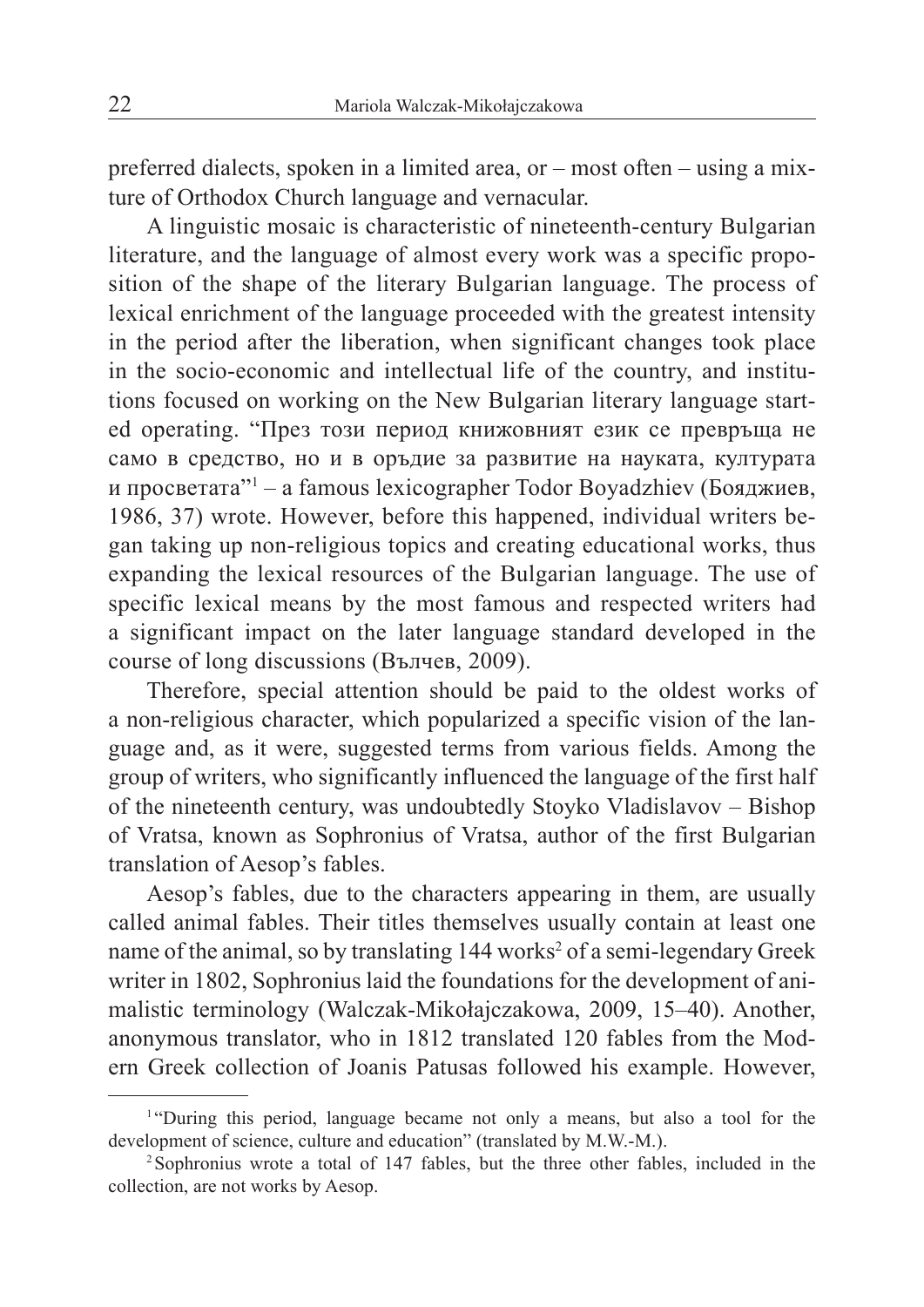preferred dialects, spoken in a limited area, or – most often – using a mixture of Orthodox Church language and vernacular.

A linguistic mosaic is characteristic of nineteenth-century Bulgarian literature, and the language of almost every work was a specific proposition of the shape of the literary Bulgarian language. The process of lexical enrichment of the language proceeded with the greatest intensity in the period after the liberation, when significant changes took place in the socio-economic and intellectual life of the country, and institutions focused on working on the New Bulgarian literary language started operating. "През този период книжовният език се превръща не само в средство, но и в оръдие за развитие на науката, културата и просветата"[1] – a famous lexicographer Todor Boyadzhiev (Бояджиев, 1986, 37) wrote. However, before this happened, individual writers began taking up non-religious topics and creating educational works, thus expanding the lexical resources of the Bulgarian language. The use of specific lexical means by the most famous and respected writers had a significant impact on the later language standard developed in the course of long discussions (Вълчев, 2009).

Therefore, special attention should be paid to the oldest works of a non-religious character, which popularized a specific vision of the language and, as it were, suggested terms from various fields. Among the group of writers, who significantly influenced the language of the first half of the nineteenth century, was undoubtedly Stoyko Vladislavov – Bishop of Vratsa, known as Sophronius of Vratsa, author of the first Bulgarian translation of Aesop's fables.

Aesop's fables, due to the characters appearing in them, are usually called animal fables. Their titles themselves usually contain at least one name of the animal, so by translating 144 works[2] of a semi-legendary Greek writer in 1802, Sophronius laid the foundations for the development of animalistic terminology (Walczak-Mikołajczakowa, 2009, 15–40). Another, anonymous translator, who in 1812 translated 120 fables from the Modern Greek collection of Joanis Patusas followed his example. However,

---

[1] "During this period, language became not only a means, but also a tool for the development of science, culture and education" (translated by M.W.-M.).

[2] Sophronius wrote a total of 147 fables, but the three other fables, included in the collection, are not works by Aesop.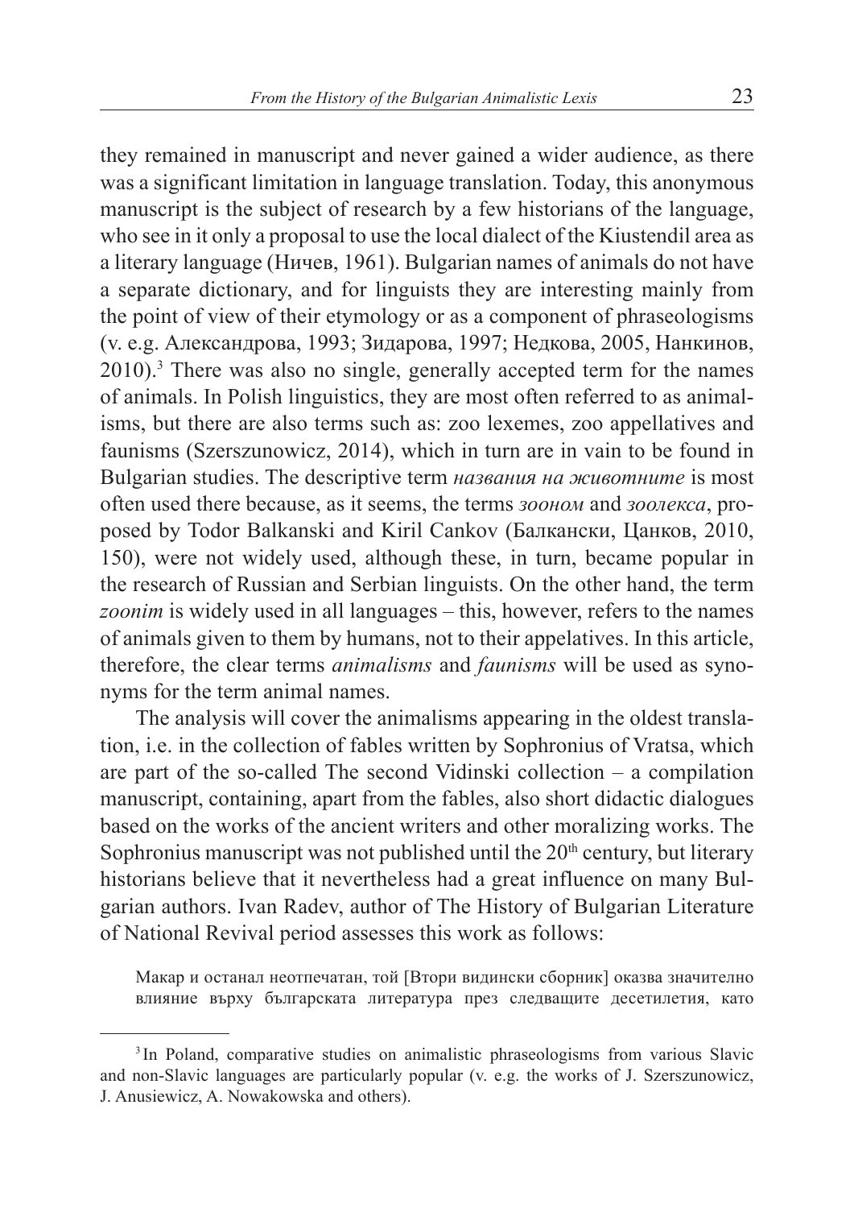they remained in manuscript and never gained a wider audience, as there was a significant limitation in language translation. Today, this anonymous manuscript is the subject of research by a few historians of the language, who see in it only a proposal to use the local dialect of the Kiustendil area as a literary language (Ничев, 1961). Bulgarian names of animals do not have a separate dictionary, and for linguists they are interesting mainly from the point of view of their etymology or as a component of phraseologisms (v. e.g. Александрова, 1993; Зидарова, 1997; Недкова, 2005, Нанкинов, 2010).[3] There was also no single, generally accepted term for the names of animals. In Polish linguistics, they are most often referred to as animalisms, but there are also terms such as: zoo lexemes, zoo appellatives and faunisms (Szerszunowicz, 2014), which in turn are in vain to be found in Bulgarian studies. The descriptive term *названия на животните* is most often used there because, as it seems, the terms *зооном* and *зоолекса*, proposed by Todor Balkanski and Kiril Cankov (Балкански, Цанков, 2010, 150), were not widely used, although these, in turn, became popular in the research of Russian and Serbian linguists. On the other hand, the term *zoonim* is widely used in all languages – this, however, refers to the names of animals given to them by humans, not to their appelatives. In this article, therefore, the clear terms *animalisms* and *faunisms* will be used as synonyms for the term animal names.

The analysis will cover the animalisms appearing in the oldest translation, i.e. in the collection of fables written by Sophronius of Vratsa, which are part of the so-called The second Vidinski collection – a compilation manuscript, containing, apart from the fables, also short didactic dialogues based on the works of the ancient writers and other moralizing works. The Sophronius manuscript was not published until the 20th century, but literary historians believe that it nevertheless had a great influence on many Bulgarian authors. Ivan Radev, author of The History of Bulgarian Literature of National Revival period assesses this work as follows:

> Макар и останал неотпечатан, той [Втори видински сборник] оказва значително влияние върху българската литература през следващите десетилетия, като

---

[3] In Poland, comparative studies on animalistic phraseologisms from various Slavic and non-Slavic languages are particularly popular (v. e.g. the works of J. Szerszunowicz, J. Anusiewicz, A. Nowakowska and others).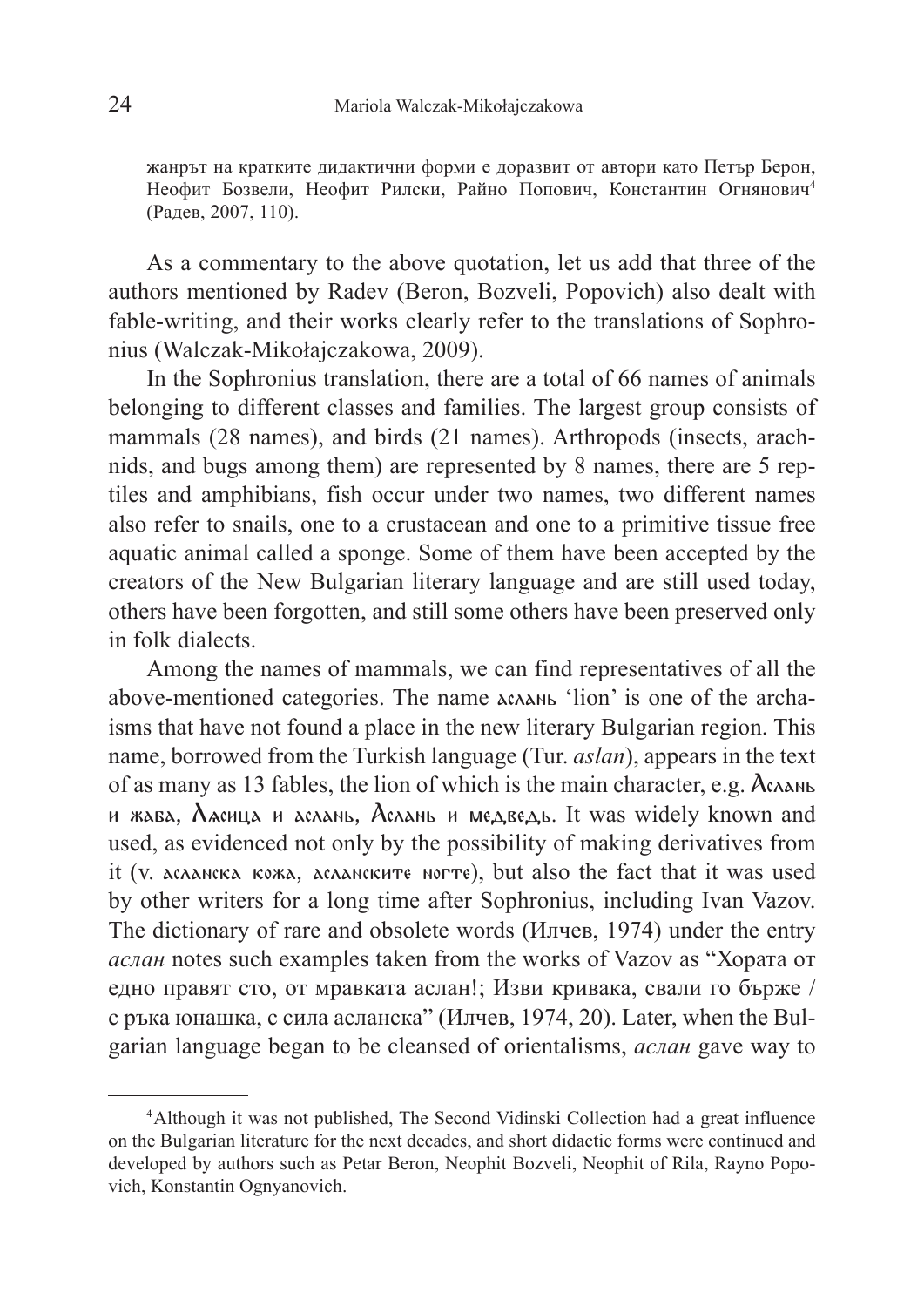жанрът на кратките дидактични форми е доразвит от автори като Петър Берон, Неофит Бозвели, Неофит Рилски, Райно Попович, Константин Огнянович[4] (Радев, 2007, 110).

As a commentary to the above quotation, let us add that three of the authors mentioned by Radev (Beron, Bozveli, Popovich) also dealt with fable-writing, and their works clearly refer to the translations of Sophronius (Walczak-Mikołajczakowa, 2009).

In the Sophronius translation, there are a total of 66 names of animals belonging to different classes and families. The largest group consists of mammals (28 names), and birds (21 names). Arthropods (insects, arachnids, and bugs among them) are represented by 8 names, there are 5 reptiles and amphibians, fish occur under two names, two different names also refer to snails, one to a crustacean and one to a primitive tissue free aquatic animal called a sponge. Some of them have been accepted by the creators of the New Bulgarian literary language and are still used today, others have been forgotten, and still some others have been preserved only in folk dialects.

Among the names of mammals, we can find representatives of all the above-mentioned categories. The name асланъ 'lion' is one of the archaisms that have not found a place in the new literary Bulgarian region. This name, borrowed from the Turkish language (Tur. *aslan*), appears in the text of as many as 13 fables, the lion of which is the main character, e.g. Асланъ и жаба, Лисица и асланъ, Асланъ и медведь. It was widely known and used, as evidenced not only by the possibility of making derivatives from it (v. асланска кожа, асланските ногте), but also the fact that it was used by other writers for a long time after Sophronius, including Ivan Vazov. The dictionary of rare and obsolete words (Илчев, 1974) under the entry *аслан* notes such examples taken from the works of Vazov as "Хората от едно правят сто, от мравката аслан!; Изви кривака, свали го бърже / с ръка юнашка, с сила асланска" (Илчев, 1974, 20). Later, when the Bulgarian language began to be cleansed of orientalisms, *аслан* gave way to

---

[4] Although it was not published, The Second Vidinski Collection had a great influence on the Bulgarian literature for the next decades, and short didactic forms were continued and developed by authors such as Petar Beron, Neophit Bozveli, Neophit of Rila, Rayno Popovich, Konstantin Ognyanovich.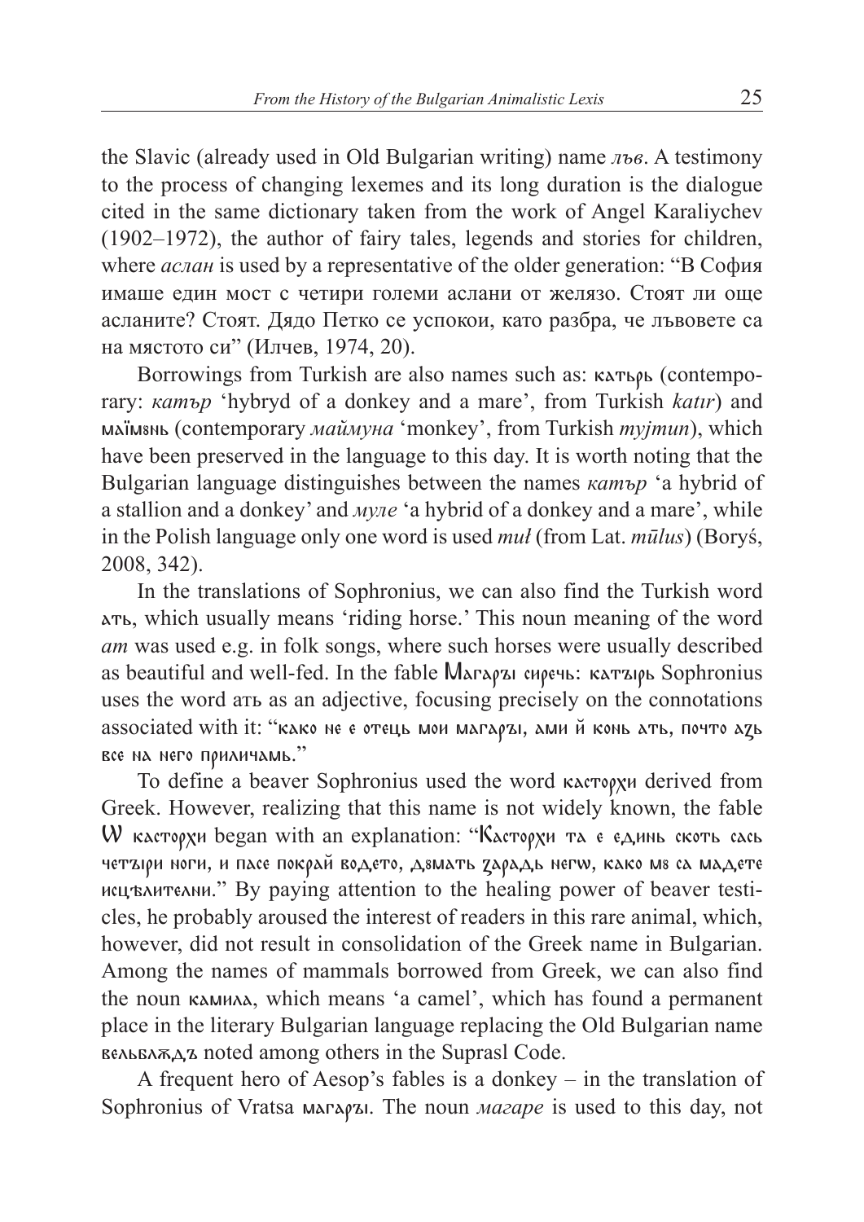the Slavic (already used in Old Bulgarian writing) name *лъв*. A testimony to the process of changing lexemes and its long duration is the dialogue cited in the same dictionary taken from the work of Angel Karaliychev (1902–1972), the author of fairy tales, legends and stories for children, where *аслан* is used by a representative of the older generation: "В София имаше един мост с четири големи аслани от желязо. Стоят ли още асланите? Стоят. Дядо Петко се успокои, като разбра, че лъвовете са на мястото си" (Илчев, 1974, 20).

Borrowings from Turkish are also names such as: катърь (contemporary: *катър* 'hybryd of a donkey and a mare', from Turkish *katır*) and маïмѹнь (contemporary *маймуна* 'monkey', from Turkish *myjmun*), which have been preserved in the language to this day. It is worth noting that the Bulgarian language distinguishes between the names *катър* 'a hybrid of a stallion and a donkey' and *муле* 'a hybrid of a donkey and a mare', while in the Polish language only one word is used *muł* (from Lat. *mūlus*) (Boryś, 2008, 342).

In the translations of Sophronius, we can also find the Turkish word атъ, which usually means 'riding horse.' This noun meaning of the word *ат* was used e.g. in folk songs, where such horses were usually described as beautiful and well-fed. In the fable Магаръ сиречь: катъръ Sophronius uses the word атъ as an adjective, focusing precisely on the connotations associated with it: "како не е отець мои магаръ, ами й конь атъ, почто азъ все на него приличамь."

To define a beaver Sophronius used the word касторхи derived from Greek. However, realizing that this name is not widely known, the fable Ѡ касторхи began with an explanation: "Касторхи та е единь скоть сась четъри ноги, и пасе покрай водето, дѹмать зарадь негѡ, како мѹ са мадете исцѣлители." By paying attention to the healing power of beaver testicles, he probably aroused the interest of readers in this rare animal, which, however, did not result in consolidation of the Greek name in Bulgarian. Among the names of mammals borrowed from Greek, we can also find the noun камила, which means 'a camel', which has found a permanent place in the literary Bulgarian language replacing the Old Bulgarian name вельблѫдъ noted among others in the Suprasl Code.

A frequent hero of Aesop's fables is a donkey – in the translation of Sophronius of Vratsa магаръ. The noun *магаре* is used to this day, not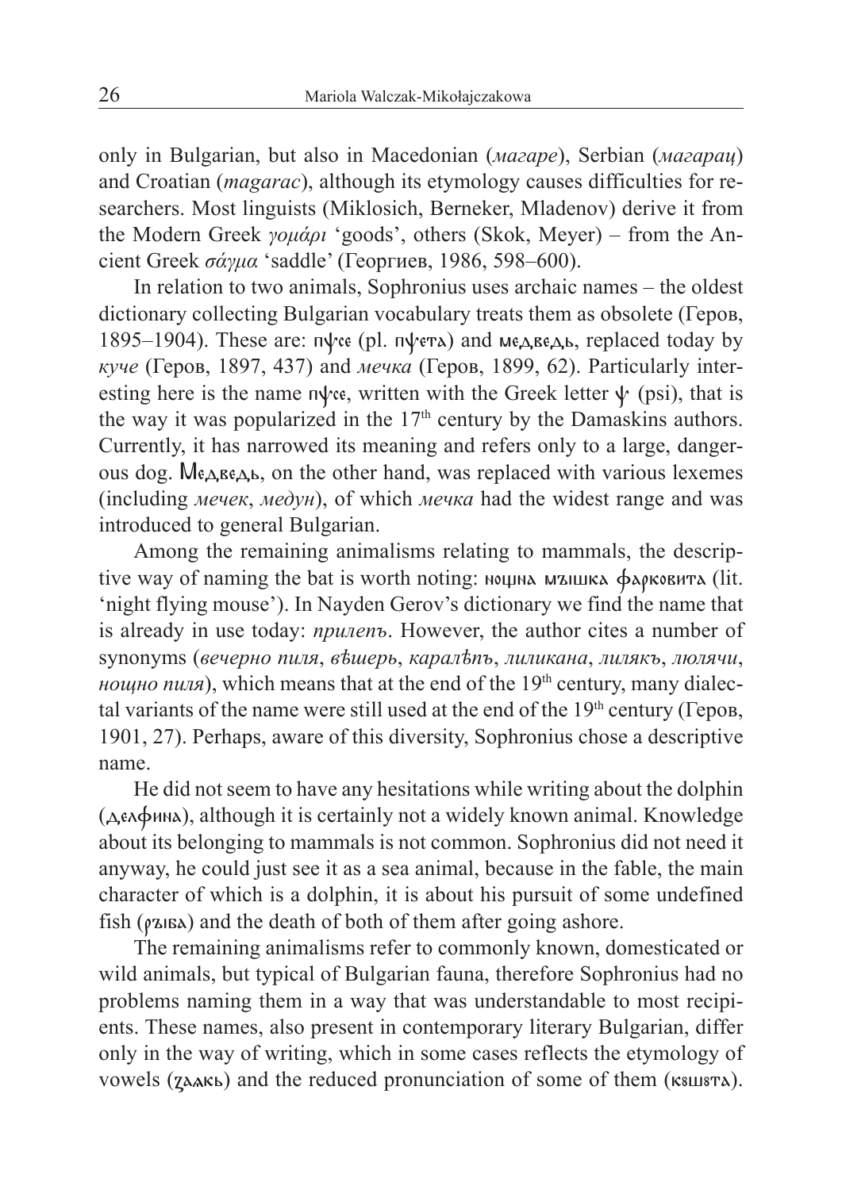only in Bulgarian, but also in Macedonian (*магаре*), Serbian (*магарац*) and Croatian (*magarac*), although its etymology causes difficulties for researchers. Most linguists (Miklosich, Berneker, Mladenov) derive it from the Modern Greek *γομάρι* 'goods', others (Skok, Meyer) – from the Ancient Greek *σάγμα* 'saddle' (Георгиев, 1986, 598–600).

In relation to two animals, Sophronius uses archaic names – the oldest dictionary collecting Bulgarian vocabulary treats them as obsolete (Геров, 1895–1904). These are: пѱсе (pl. пѱета) and медведь, replaced today by *куче* (Геров, 1897, 437) and *мечка* (Геров, 1899, 62). Particularly interesting here is the name пѱсе, written with the Greek letter ѱ (psi), that is the way it was popularized in the 17th century by the Damaskins authors. Currently, it has narrowed its meaning and refers only to a large, dangerous dog. Медведь, on the other hand, was replaced with various lexemes (including *мечек*, *медун*), of which *мечка* had the widest range and was introduced to general Bulgarian.

Among the remaining animalisms relating to mammals, the descriptive way of naming the bat is worth noting: нощна мъшка фарковита (lit. 'night flying mouse'). In Nayden Gerov's dictionary we find the name that is already in use today: *прилепъ*. However, the author cites a number of synonyms (*вечерно пиля*, *вѣшерь*, *каралѣпъ*, *лиликана*, *лилякъ*, *люлячи*, *нощно пиля*), which means that at the end of the 19th century, many dialectal variants of the name were still used at the end of the 19th century (Геров, 1901, 27). Perhaps, aware of this diversity, Sophronius chose a descriptive name.

He did not seem to have any hesitations while writing about the dolphin (делфина), although it is certainly not a widely known animal. Knowledge about its belonging to mammals is not common. Sophronius did not need it anyway, he could just see it as a sea animal, because in the fable, the main character of which is a dolphin, it is about his pursuit of some undefined fish (рѫба) and the death of both of them after going ashore.

The remaining animalisms refer to commonly known, domesticated or wild animals, but typical of Bulgarian fauna, therefore Sophronius had no problems naming them in a way that was understandable to most recipients. These names, also present in contemporary literary Bulgarian, differ only in the way of writing, which in some cases reflects the etymology of vowels (ѕмакь) and the reduced pronunciation of some of them (кѹшѹта).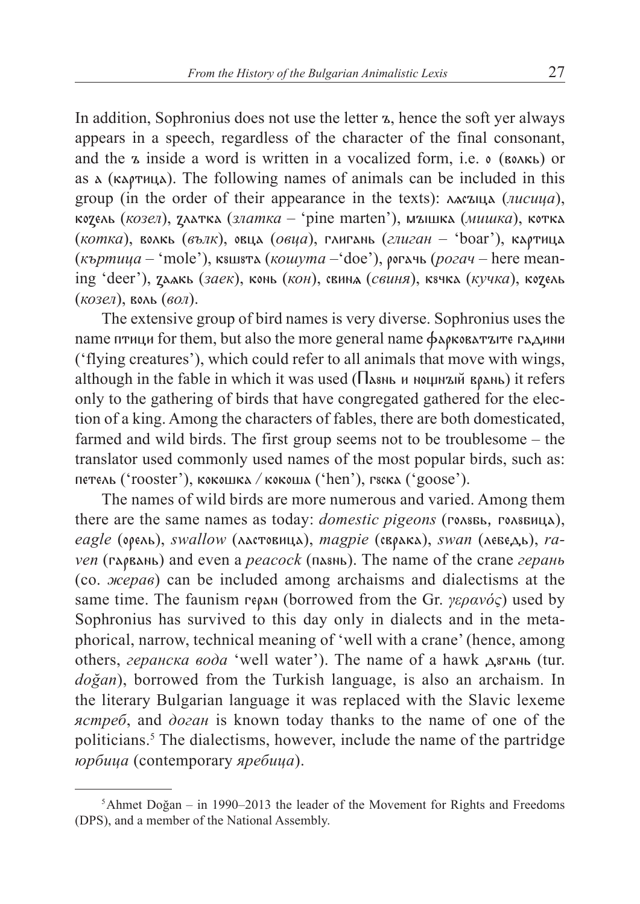In addition, Sophronius does not use the letter ъ, hence the soft yer always appears in a speech, regardless of the character of the final consonant, and the ъ inside a word is written in a vocalized form, i.e. о (волкь) or as а (картица). The following names of animals can be included in this group (in the order of their appearance in the texts): ласъіца (*лисица*), козель (*козел*), златка (*златка* – 'pine marten'), мъішка (*мишка*), котка (*котка*), волкь (*вълк*), овца (*овца*), глиганьь (*глиган* – 'boar'), картица (*къртица* – 'mole'), кошута (*кошута* –'doe'), рогачь (*рогач* – here meaning 'deer'), заекь (*заек*), конь (*кон*), свинѧ (*свиня*), кучка (*кучка*), козель (*козел*), воль (*вол*).

The extensive group of bird names is very diverse. Sophronius uses the name птици for them, but also the more general name фарковатъіте гадини ('flying creatures'), which could refer to all animals that move with wings, although in the fable in which it was used (Пауньь и нощнъій врань) it refers only to the gathering of birds that have congregated gathered for the election of a king. Among the characters of fables, there are both domesticated, farmed and wild birds. The first group seems not to be troublesome – the translator used commonly used names of the most popular birds, such as: петель ('rooster'), кокошка / кокоша ('hen'), гуска ('goose').

The names of wild birds are more numerous and varied. Among them there are the same names as today: *domestic pigeons* (голубь, голубица), *eagle* (орель), *swallow* (ластовица), *magpie* (сврака), *swan* (лебедь), *raven* (гарвань) and even a *peacock* (паунь). The name of the crane *герань* (co. *жерав*) can be included among archaisms and dialectisms at the same time. The faunism геран (borrowed from the Gr. *γερανός*) used by Sophronius has survived to this day only in dialects and in the metaphorical, narrow, technical meaning of 'well with a crane' (hence, among others, *геранска вода* 'well water'). The name of a hawk доганьь (tur. *doğan*), borrowed from the Turkish language, is also an archaism. In the literary Bulgarian language it was replaced with the Slavic lexeme *ястреб*, and *доган* is known today thanks to the name of one of the politicians.[5] The dialectisms, however, include the name of the partridge *юрбица* (contemporary *яребица*).

---

[5] Ahmet Doğan – in 1990–2013 the leader of the Movement for Rights and Freedoms (DPS), and a member of the National Assembly.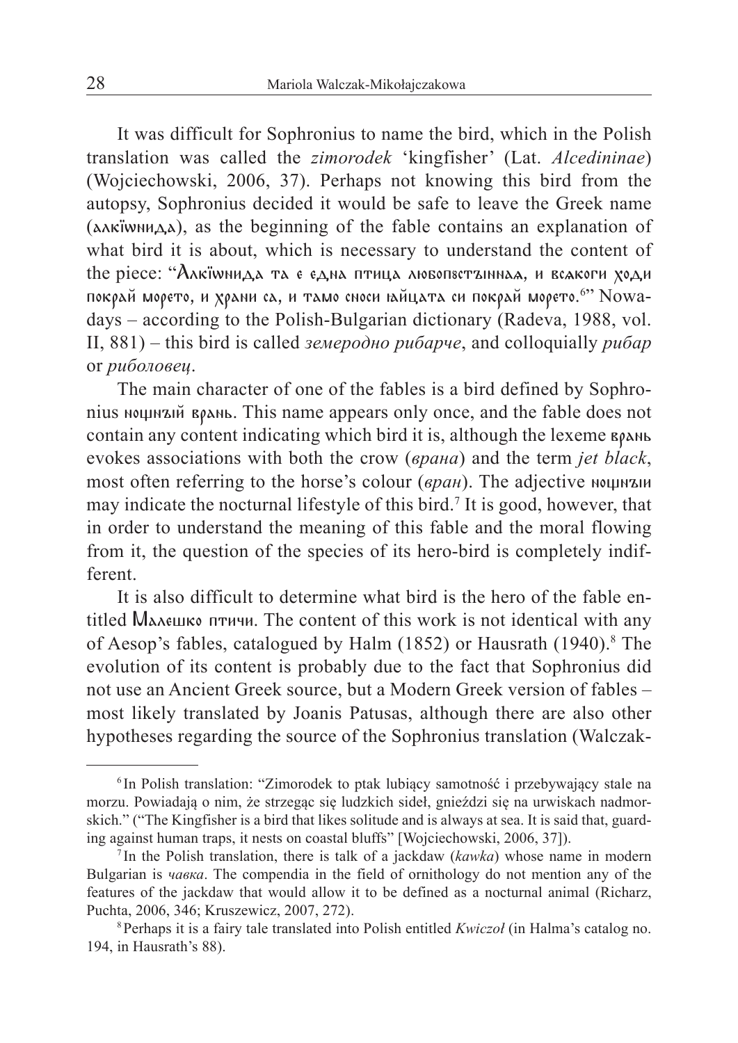It was difficult for Sophronius to name the bird, which in the Polish translation was called the *zimorodek* 'kingfisher' (Lat. *Alcedininae*) (Wojciechowski, 2006, 37). Perhaps not knowing this bird from the autopsy, Sophronius decided it would be safe to leave the Greek name (алкїωнида), as the beginning of the fable contains an explanation of what bird it is about, which is necessary to understand the content of the piece: "Алкїωнида та є єдна птица любопвстъinнаа, и всякоги ходи покрай морето, и храни са, и тамо сноси яйцата си покрай морето.[6]" Nowadays – according to the Polish-Bulgarian dictionary (Radeva, 1988, vol. II, 881) – this bird is called *земеродно рибарче*, and colloquially *рибар* or *риболовец*.

The main character of one of the fables is a bird defined by Sophronius нощнъий врань. This name appears only once, and the fable does not contain any content indicating which bird it is, although the lexeme врань evokes associations with both the crow (*врана*) and the term *jet black*, most often referring to the horse's colour (*вран*). The adjective нощнъи may indicate the nocturnal lifestyle of this bird.[7] It is good, however, that in order to understand the meaning of this fable and the moral flowing from it, the question of the species of its hero-bird is completely indifferent.

It is also difficult to determine what bird is the hero of the fable entitled Малешко птичи. The content of this work is not identical with any of Aesop's fables, catalogued by Halm (1852) or Hausrath (1940).[8] The evolution of its content is probably due to the fact that Sophronius did not use an Ancient Greek source, but a Modern Greek version of fables – most likely translated by Joanis Patusas, although there are also other hypotheses regarding the source of the Sophronius translation (Walczak-

---

[6] In Polish translation: "Zimorodek to ptak lubiący samotność i przebywający stale na morzu. Powiadają o nim, że strzegąc się ludzkich sideł, gnieździ się na urwiskach nadmorskich." ("The Kingfisher is a bird that likes solitude and is always at sea. It is said that, guarding against human traps, it nests on coastal bluffs" [Wojciechowski, 2006, 37]).

[7] In the Polish translation, there is talk of a jackdaw (*kawka*) whose name in modern Bulgarian is *чавка*. The compendia in the field of ornithology do not mention any of the features of the jackdaw that would allow it to be defined as a nocturnal animal (Richarz, Puchta, 2006, 346; Kruszewicz, 2007, 272).

[8] Perhaps it is a fairy tale translated into Polish entitled *Kwiczoł* (in Halma's catalog no. 194, in Hausrath's 88).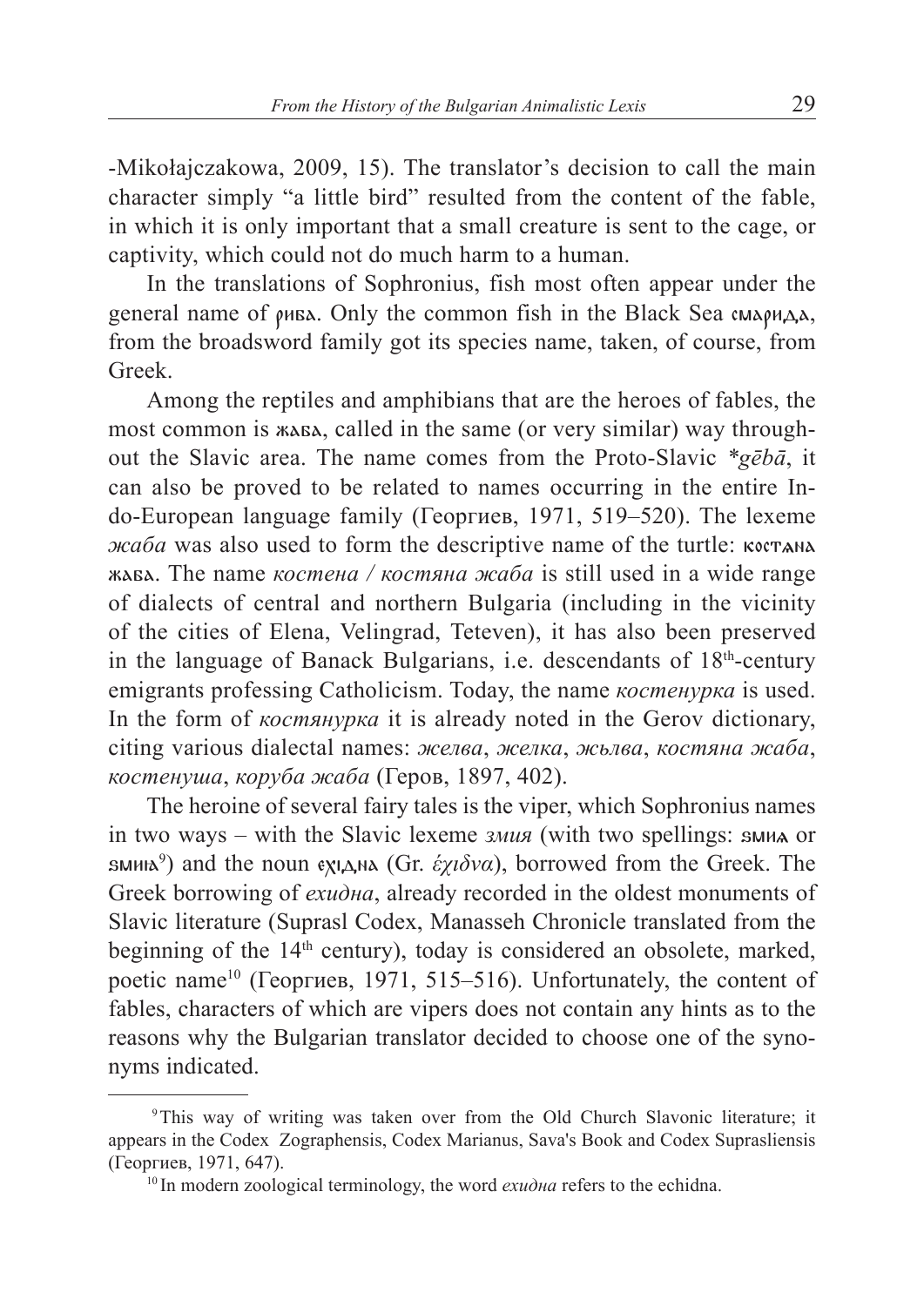-Mikołajczakowa, 2009, 15). The translator's decision to call the main character simply "a little bird" resulted from the content of the fable, in which it is only important that a small creature is sent to the cage, or captivity, which could not do much harm to a human.

In the translations of Sophronius, fish most often appear under the general name of рибა. Only the common fish in the Black Sea смарида, from the broadsword family got its species name, taken, of course, from Greek.

Among the reptiles and amphibians that are the heroes of fables, the most common is жаба, called in the same (or very similar) way throughout the Slavic area. The name comes from the Proto-Slavic *\*gēbā*, it can also be proved to be related to names occurring in the entire Indo-European language family (Георгиев, 1971, 519–520). The lexeme *жаба* was also used to form the descriptive name of the turtle: костѧна жаба. The name *костена / костяна жаба* is still used in a wide range of dialects of central and northern Bulgaria (including in the vicinity of the cities of Elena, Velingrad, Teteven), it has also been preserved in the language of Banack Bulgarians, i.e. descendants of 18th-century emigrants professing Catholicism. Today, the name *костенурка* is used. In the form of *костянурка* it is already noted in the Gerov dictionary, citing various dialectal names: *желва*, *желка*, *жьлва*, *костяна жаба*, *костенуша*, *коруба жаба* (Геров, 1897, 402).

The heroine of several fairy tales is the viper, which Sophronius names in two ways – with the Slavic lexeme *змия* (with two spellings: ѕмиѧ or ѕмиꙗ[9]) and the noun ехіднა (Gr. *ἔχιδνα*), borrowed from the Greek. The Greek borrowing of *ехидна*, already recorded in the oldest monuments of Slavic literature (Suprasl Codex, Manasseh Chronicle translated from the beginning of the 14th century), today is considered an obsolete, marked, poetic name[10] (Георгиев, 1971, 515–516). Unfortunately, the content of fables, characters of which are vipers does not contain any hints as to the reasons why the Bulgarian translator decided to choose one of the synonyms indicated.

---

[9] This way of writing was taken over from the Old Church Slavonic literature; it appears in the Codex Zographensis, Codex Marianus, Sava's Book and Codex Suprasliensis (Георгиев, 1971, 647).

[10] In modern zoological terminology, the word *ехидна* refers to the echidna.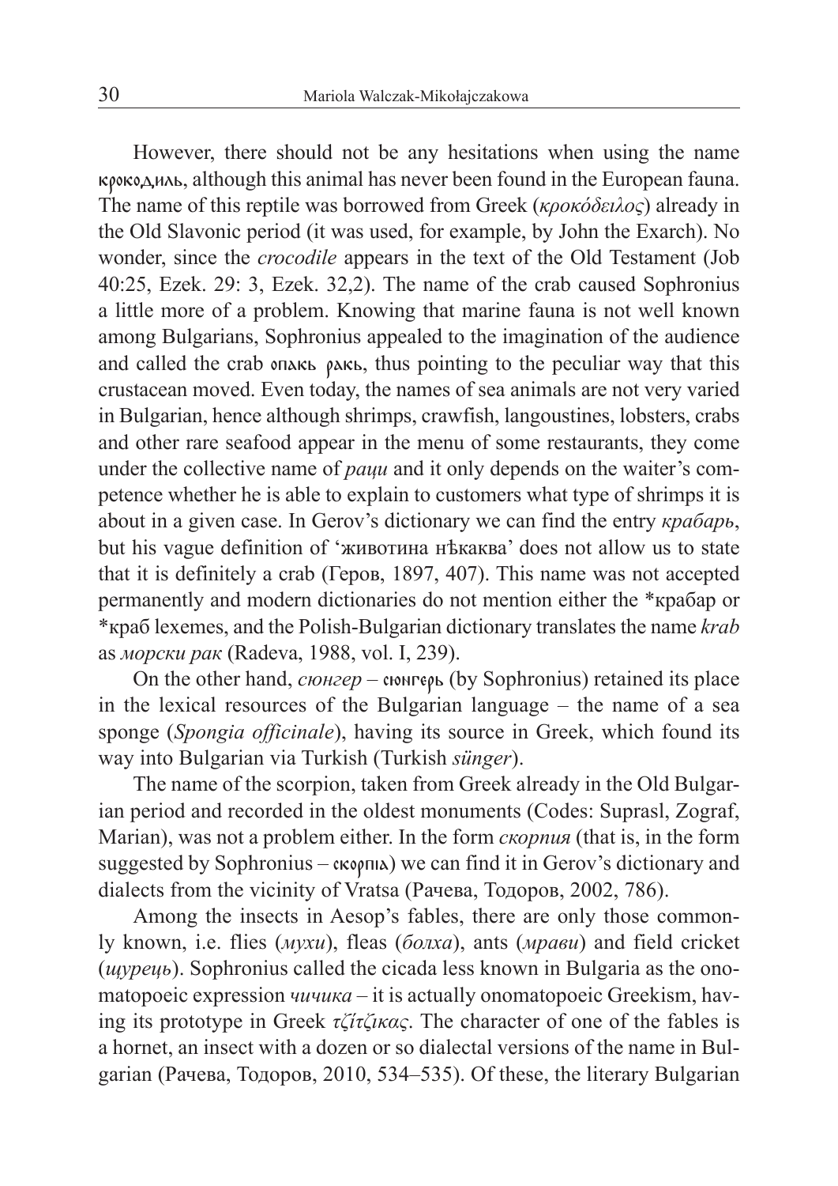However, there should not be any hesitations when using the name крокодиль, although this animal has never been found in the European fauna. The name of this reptile was borrowed from Greek (*κροκόδειλος*) already in the Old Slavonic period (it was used, for example, by John the Exarch). No wonder, since the *crocodile* appears in the text of the Old Testament (Job 40:25, Ezek. 29: 3, Ezek. 32,2). The name of the crab caused Sophronius a little more of a problem. Knowing that marine fauna is not well known among Bulgarians, Sophronius appealed to the imagination of the audience and called the crab опакь ракь, thus pointing to the peculiar way that this crustacean moved. Even today, the names of sea animals are not very varied in Bulgarian, hence although shrimps, crawfish, langoustines, lobsters, crabs and other rare seafood appear in the menu of some restaurants, they come under the collective name of *раци* and it only depends on the waiter's competence whether he is able to explain to customers what type of shrimps it is about in a given case. In Gerov's dictionary we can find the entry *крабарь*, but his vague definition of 'животина нѣкаква' does not allow us to state that it is definitely a crab (Геров, 1897, 407). This name was not accepted permanently and modern dictionaries do not mention either the *крабар or *краб lexemes, and the Polish-Bulgarian dictionary translates the name *krab* as *морски рак* (Radeva, 1988, vol. I, 239).

On the other hand, *сюнгер* – сюнгерь (by Sophronius) retained its place in the lexical resources of the Bulgarian language – the name of a sea sponge (*Spongia officinale*), having its source in Greek, which found its way into Bulgarian via Turkish (Turkish *sünger*).

The name of the scorpion, taken from Greek already in the Old Bulgarian period and recorded in the oldest monuments (Codes: Suprasl, Zograf, Marian), was not a problem either. In the form *скорпия* (that is, in the form suggested by Sophronius – скорпіа) we can find it in Gerov's dictionary and dialects from the vicinity of Vratsa (Рачева, Тодоров, 2002, 786).

Among the insects in Aesop's fables, there are only those commonly known, i.e. flies (*мухи*), fleas (*болха*), ants (*мрави*) and field cricket (*щурець*). Sophronius called the cicada less known in Bulgaria as the onomatopoeic expression *чичика* – it is actually onomatopoeic Greekism, having its prototype in Greek *τζίτζικας*. The character of one of the fables is a hornet, an insect with a dozen or so dialectal versions of the name in Bulgarian (Рачева, Тодоров, 2010, 534–535). Of these, the literary Bulgarian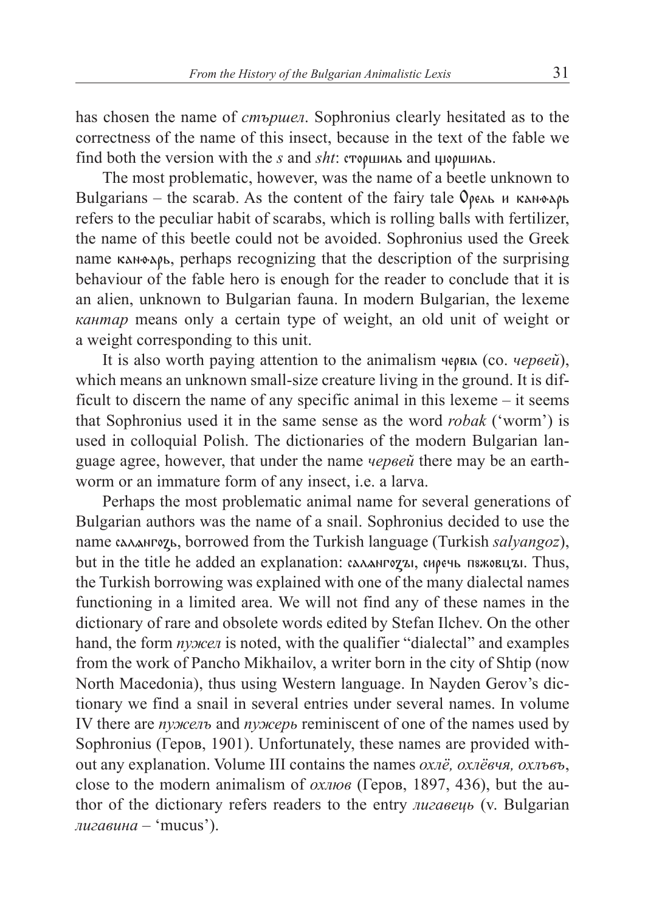has chosen the name of *стършел*. Sophronius clearly hesitated as to the correctness of the name of this insect, because in the text of the fable we find both the version with the *s* and *sht*: сторшиль and щоршиль.

The most problematic, however, was the name of a beetle unknown to Bulgarians – the scarab. As the content of the fairy tale Орель и канѳарь refers to the peculiar habit of scarabs, which is rolling balls with fertilizer, the name of this beetle could not be avoided. Sophronius used the Greek name канѳарь, perhaps recognizing that the description of the surprising behaviour of the fable hero is enough for the reader to conclude that it is an alien, unknown to Bulgarian fauna. In modern Bulgarian, the lexeme *кантар* means only a certain type of weight, an old unit of weight or a weight corresponding to this unit.

It is also worth paying attention to the animalism червіа (co. *червей*), which means an unknown small-size creature living in the ground. It is difficult to discern the name of any specific animal in this lexeme – it seems that Sophronius used it in the same sense as the word *robak* ('worm') is used in colloquial Polish. The dictionaries of the modern Bulgarian language agree, however, that under the name *червей* there may be an earthworm or an immature form of any insect, i.e. a larva.

Perhaps the most problematic animal name for several generations of Bulgarian authors was the name of a snail. Sophronius decided to use the name саланго̄зь, borrowed from the Turkish language (Turkish *salyangoz*), but in the title he added an explanation: салангоѕъı, сиречь пѫжовцъı. Thus, the Turkish borrowing was explained with one of the many dialectal names functioning in a limited area. We will not find any of these names in the dictionary of rare and obsolete words edited by Stefan Ilchev. On the other hand, the form *пужел* is noted, with the qualifier "dialectal" and examples from the work of Pancho Mikhailov, a writer born in the city of Shtip (now North Macedonia), thus using Western language. In Nayden Gerov's dictionary we find a snail in several entries under several names. In volume IV there are *пужелъ* and *пужерь* reminiscent of one of the names used by Sophronius (Геров, 1901). Unfortunately, these names are provided without any explanation. Volume III contains the names *охлё, охлёвча, охлъвъ*, close to the modern animalism of *охлюв* (Геров, 1897, 436), but the author of the dictionary refers readers to the entry *лигавецъ* (v. Bulgarian *лигавина* – 'mucus').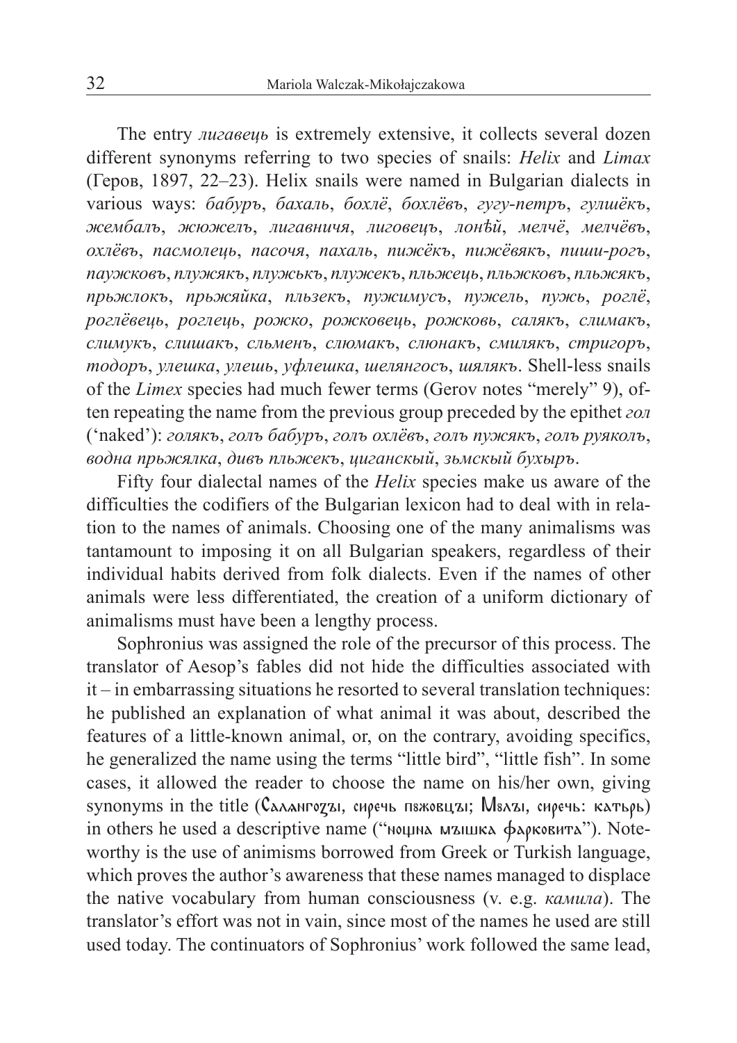The entry *лигавець* is extremely extensive, it collects several dozen different synonyms referring to two species of snails: *Helix* and *Limax* (Геров, 1897, 22–23). Helix snails were named in Bulgarian dialects in various ways: *бабуръ*, *бахаль*, *бохлё*, *бохлёвъ*, *гугу-петръ*, *гулшёкъ*, *жембалъ*, *жюжелъ*, *лигавничя*, *лиговецъ*, *лонѣй*, *мелчё*, *мелчёвъ*, *охлёвъ*, *пасмолецъ*, *пасочя*, *пахаль*, *пижёкъ*, *пижёвякъ*, *пиши-рогъ*, *паужковъ*, *плужякъ*, *плужькъ*, *плужекъ*, *пльжецъ*, *пльжковъ*, *пльжякъ*, *прьжлокъ*, *прьжяйка*, *пльзекъ*, *пужимусъ*, *пужель*, *пужь*, *роглё*, *роглёвецъ*, *роглецъ*, *рожко*, *рожковецъ*, *рожковь*, *салякъ*, *слимакъ*, *слимукъ*, *слишакъ*, *сльменъ*, *слюмакъ*, *слюнакъ*, *смилякъ*, *стригоръ*, *тодоръ*, *улешка*, *улешь*, *уфлешка*, *шелянгосъ*, *шялякъ*. Shell-less snails of the *Limex* species had much fewer terms (Gerov notes "merely" 9), often repeating the name from the previous group preceded by the epithet *гол* ('naked'): *голякъ*, *голъ бабуръ*, *голъ охлёвъ*, *голъ пужякъ*, *голъ руяколъ*, *водна прьжялка*, *дивъ пльжекъ*, *циганскый*, *зьмскый бухыръ*.

Fifty four dialectal names of the *Helix* species make us aware of the difficulties the codifiers of the Bulgarian lexicon had to deal with in relation to the names of animals. Choosing one of the many animalisms was tantamount to imposing it on all Bulgarian speakers, regardless of their individual habits derived from folk dialects. Even if the names of other animals were less differentiated, the creation of a uniform dictionary of animalisms must have been a lengthy process.

Sophronius was assigned the role of the precursor of this process. The translator of Aesop's fables did not hide the difficulties associated with it – in embarrassing situations he resorted to several translation techniques: he published an explanation of what animal it was about, described the features of a little-known animal, or, on the contrary, avoiding specifics, he generalized the name using the terms "little bird", "little fish". In some cases, it allowed the reader to choose the name on his/her own, giving synonyms in the title (Салангозы, сиречь пѫжовцы; Мѹлы, сиречь: катьрь) in others he used a descriptive name ("нощна мышка фарковита"). Noteworthy is the use of animisms borrowed from Greek or Turkish language, which proves the author's awareness that these names managed to displace the native vocabulary from human consciousness (v. e.g. *камила*). The translator's effort was not in vain, since most of the names he used are still used today. The continuators of Sophronius' work followed the same lead,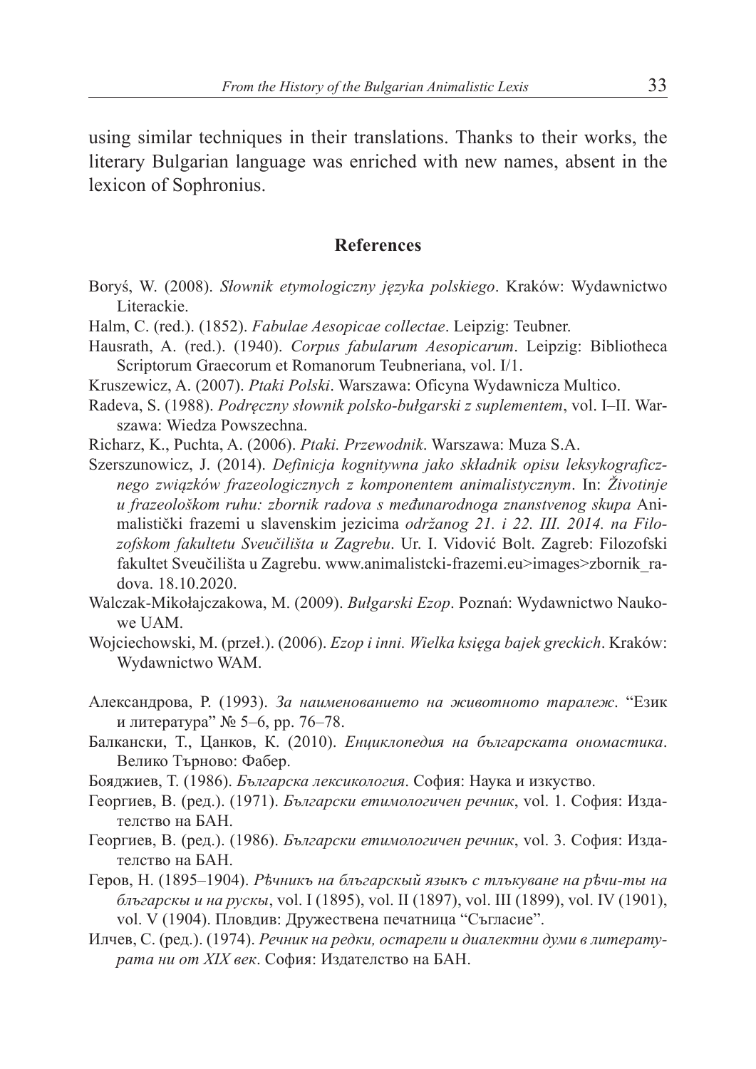using similar techniques in their translations. Thanks to their works, the literary Bulgarian language was enriched with new names, absent in the lexicon of Sophronius.

## References

Boryś, W. (2008). *Słownik etymologiczny języka polskiego*. Kraków: Wydawnictwo Literackie.

Halm, C. (red.). (1852). *Fabulae Aesopicae collectae*. Leipzig: Teubner.

Hausrath, A. (red.). (1940). *Corpus fabularum Aesopicarum*. Leipzig: Bibliotheca Scriptorum Graecorum et Romanorum Teubneriana, vol. I/1.

Kruszewicz, A. (2007). *Ptaki Polski*. Warszawa: Oficyna Wydawnicza Multico.

Radeva, S. (1988). *Podręczny słownik polsko-bułgarski z suplementem*, vol. I–II. Warszawa: Wiedza Powszechna.

Richarz, K., Puchta, A. (2006). *Ptaki. Przewodnik*. Warszawa: Muza S.A.

Szerszunowicz, J. (2014). *Definicja kognitywna jako składnik opisu leksykograficznego związków frazeologicznych z komponentem animalistycznym*. In: *Životinje u frazeološkom ruhu: zbornik radova s međunarodnoga znanstvenog skupa* Animalistički frazemi u slavenskim jezicima *održanog 21. i 22. III. 2014. na Filozofskom fakultetu Sveučilišta u Zagrebu*. Ur. I. Vidović Bolt. Zagreb: Filozofski fakultet Sveučilišta u Zagrebu. www.animalistcki-frazemi.eu>images>zbornik_radova. 18.10.2020.

Walczak-Mikołajczakowa, M. (2009). *Bułgarski Ezop*. Poznań: Wydawnictwo Naukowe UAM.

Wojciechowski, M. (przeł.). (2006). *Ezop i inni. Wielka księga bajek greckich*. Kraków: Wydawnictwo WAM.

Александрова, Р. (1993). *За наименованието на животното таралеж*. "Език и литература" № 5–6, pp. 76–78.

Балкански, Т., Цанков, К. (2010). *Енциклопедия на българската ономастика*. Велико Търново: Фабер.

Бояджиев, Т. (1986). *Българска лексикология*. София: Наука и изкуство.

Георгиев, В. (ред.). (1971). *Български етимологичен речник*, vol. 1. София: Издателство на БАН.

Георгиев, В. (ред.). (1986). *Български етимологичен речник*, vol. 3. София: Издателство на БАН.

Геров, Н. (1895–1904). *Рѣчникъ на блъгарскый языкъ с тлъкуване на рѣчи-ты на блъгарскы и на рускы*, vol. I (1895), vol. II (1897), vol. III (1899), vol. IV (1901), vol. V (1904). Пловдив: Дружествена печатница "Съгласие".

Илчев, С. (ред.). (1974). *Речник на редки, остарели и диалектни думи в литературата ни от XIX век*. София: Издателство на БАН.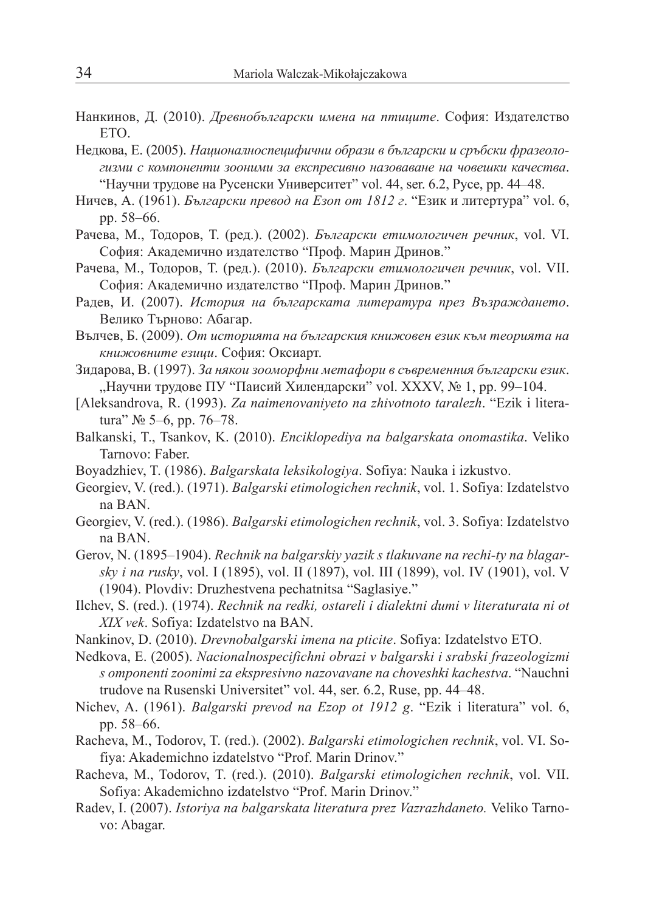Нанкинов, Д. (2010). *Древнобългарски имена на птиците*. София: Издателство ЕТО.

Недкова, Е. (2005). *Националноспецифични образи в български и сръбски фразеологизми с компоненти зооними за експресивно назоваване на човешки качества*. "Научни трудове на Русенски Университет" vol. 44, ser. 6.2, Русе, pp. 44–48.

Ничев, А. (1961). *Български превод на Езоп от 1812 г*. "Език и литертура" vol. 6, pp. 58–66.

Рачева, М., Тодоров, Т. (ред.). (2002). *Български етимологичен речник*, vol. VI. София: Академично издателство "Проф. Марин Дринов."

Рачева, М., Тодоров, Т. (ред.). (2010). *Български етимологичен речник*, vol. VII. София: Академично издателство "Проф. Марин Дринов."

Радев, И. (2007). *История на българската литература през Възраждането*. Велико Търново: Абагар.

Вълчев, Б. (2009). *От историята на българския книжовен език към теорията на книжовните езици*. София: Оксиарт.

Зидарова, В. (1997). *За някои зооморфни метафори в съвременния български език*. „Научни трудове ПУ "Паисий Хилендарски" vol. XXXV, № 1, pp. 99–104.

[Aleksandrova, R. (1993). *Za naimenovaniyeto na zhivotnoto taralezh*. "Ezik i literatura" № 5–6, pp. 76–78.

Balkanski, T., Tsankov, K. (2010). *Enciklopediya na balgarskata onomastika*. Veliko Tarnovo: Faber.

Boyadzhiev, T. (1986). *Balgarskata leksikologiya*. Sofiya: Nauka i izkustvo.

Georgiev, V. (red.). (1971). *Balgarski etimologichen rechnik*, vol. 1. Sofiya: Izdatelstvo na BAN.

Georgiev, V. (red.). (1986). *Balgarski etimologichen rechnik*, vol. 3. Sofiya: Izdatelstvo na BAN.

Gerov, N. (1895–1904). *Rechnik na balgarskiy yazik s tlakuvane na rechi-ty na blagarsky i na rusky*, vol. I (1895), vol. II (1897), vol. III (1899), vol. IV (1901), vol. V (1904). Plovdiv: Druzhestvena pechatnitsa "Saglasiye."

Ilchev, S. (red.). (1974). *Rechnik na redki, ostareli i dialektni dumi v literaturata ni ot XIX vek*. Sofiya: Izdatelstvo na BAN.

Nankinov, D. (2010). *Drevnobalgarski imena na pticite*. Sofiya: Izdatelstvo ETO.

Nedkova, E. (2005). *Nacionalnospecifichni obrazi v balgarski i srabski frazeologizmi s omponenti zoonimi za ekspresivno nazovavane na choveshki kachestva*. "Nauchni trudove na Rusenski Universitet" vol. 44, ser. 6.2, Ruse, pp. 44–48.

Nichev, A. (1961). *Balgarski prevod na Ezop ot 1912 g*. "Ezik i literatura" vol. 6, pp. 58–66.

Racheva, M., Todorov, T. (red.). (2002). *Balgarski etimologichen rechnik*, vol. VI. Sofiya: Akademichno izdatelstvo "Prof. Marin Drinov."

Racheva, M., Todorov, T. (red.). (2010). *Balgarski etimologichen rechnik*, vol. VII. Sofiya: Akademichno izdatelstvo "Prof. Marin Drinov."

Radev, I. (2007). *Istoriya na balgarskata literatura prez Vazrazhdaneto.* Veliko Tarnovo: Abagar.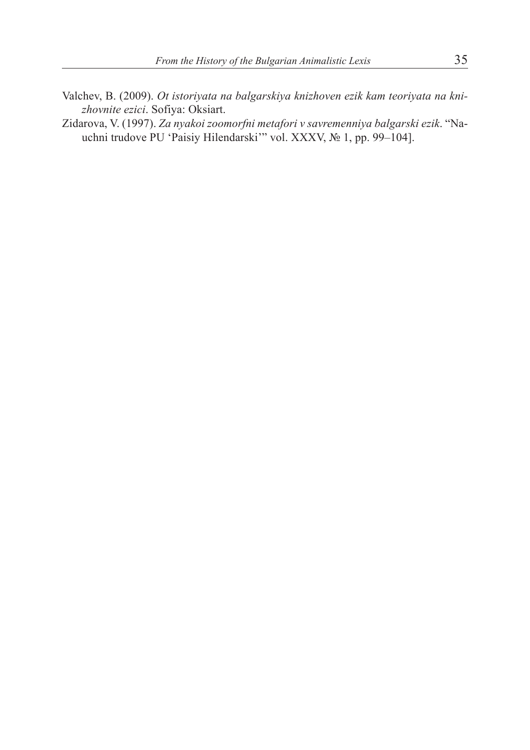Valchev, B. (2009). *Ot istoriyata na balgarskiya knizhoven ezik kam teoriyata na knizhovnite ezici*. Sofiya: Oksiart.

Zidarova, V. (1997). *Za nyakoi zoomorfni metafori v savremenniya balgarski ezik*. "Nauchni trudove PU 'Paisiy Hilendarski'" vol. XXXV, № 1, pp. 99–104].